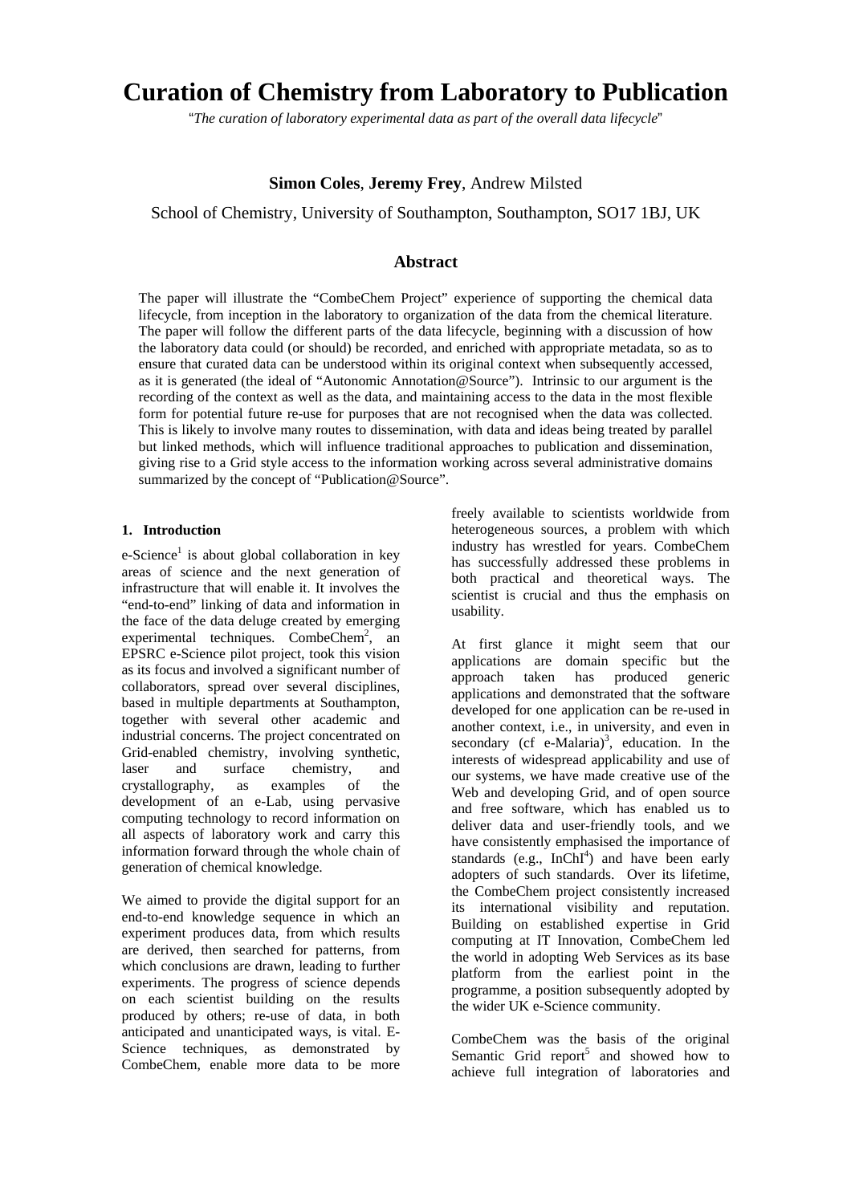# Curation of Chemistry from Laboratory to Publication

"*The curation of laboratory experimental data as part of the overall data lifecycle*"

**Simon Coles**, **Jeremy Frey**, Andrew Milsted

School of Chemistry, University of Southampton, Southampton, SO17 1BJ, UK

## Abstract

The paper will illustrate the "CombeChem Project" experience of supporting the chemical data lifecycle, from inception in the laboratory to organization of the data from the chemical literature. The paper will follow the different parts of the data lifecycle, beginning with a discussion of how the laboratory data could (or should) be recorded, and enriched with appropriate metadata, so as to ensure that curated data can be understood within its original context when subsequently accessed, as it is generated (the ideal of "Autonomic Annotation@Source"). Intrinsic to our argument is the recording of the context as well as the data, and maintaining access to the data in the most flexible form for potential future re-use for purposes that are not recognised when the data was collected. This is likely to involve many routes to dissemination, with data and ideas being treated by parallel but linked methods, which will influence traditional approaches to publication and dissemination, giving rise to a Grid style access to the information working across several administrative domains summarized by the concept of "Publication@Source".

### 1. Introduction

e-Science[1] is about global collaboration in key areas of science and the next generation of infrastructure that will enable it. It involves the "end-to-end" linking of data and information in the face of the data deluge created by emerging experimental techniques. CombeChem[2], an EPSRC e-Science pilot project, took this vision as its focus and involved a significant number of collaborators, spread over several disciplines, based in multiple departments at Southampton, together with several other academic and industrial concerns. The project concentrated on Grid-enabled chemistry, involving synthetic, laser and surface chemistry, and crystallography, as examples of the development of an e-Lab, using pervasive computing technology to record information on all aspects of laboratory work and carry this information forward through the whole chain of generation of chemical knowledge.

We aimed to provide the digital support for an end-to-end knowledge sequence in which an experiment produces data, from which results are derived, then searched for patterns, from which conclusions are drawn, leading to further experiments. The progress of science depends on each scientist building on the results produced by others; re-use of data, in both anticipated and unanticipated ways, is vital. E-Science techniques, as demonstrated by CombeChem, enable more data to be more freely available to scientists worldwide from heterogeneous sources, a problem with which industry has wrestled for years. CombeChem has successfully addressed these problems in both practical and theoretical ways. The scientist is crucial and thus the emphasis on usability.

At first glance it might seem that our applications are domain specific but the approach taken has produced generic applications and demonstrated that the software developed for one application can be re-used in another context, i.e., in university, and even in secondary (cf e-Malaria)[3], education. In the interests of widespread applicability and use of our systems, we have made creative use of the Web and developing Grid, and of open source and free software, which has enabled us to deliver data and user-friendly tools, and we have consistently emphasised the importance of standards (e.g., InChI[4]) and have been early adopters of such standards. Over its lifetime, the CombeChem project consistently increased its international visibility and reputation. Building on established expertise in Grid computing at IT Innovation, CombeChem led the world in adopting Web Services as its base platform from the earliest point in the programme, a position subsequently adopted by the wider UK e-Science community.

CombeChem was the basis of the original Semantic Grid report[5] and showed how to achieve full integration of laboratories and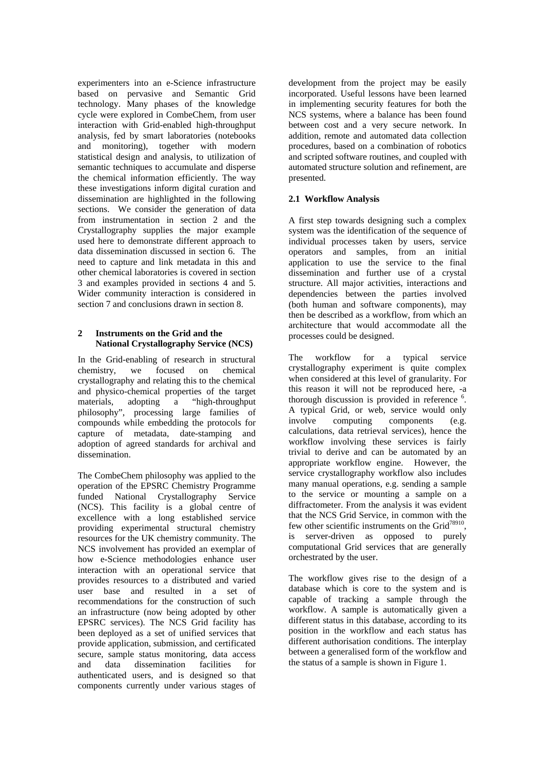experimenters into an e-Science infrastructure based on pervasive and Semantic Grid technology. Many phases of the knowledge cycle were explored in CombeChem, from user interaction with Grid-enabled high-throughput analysis, fed by smart laboratories (notebooks and monitoring), together with modern statistical design and analysis, to utilization of semantic techniques to accumulate and disperse the chemical information efficiently. The way these investigations inform digital curation and dissemination are highlighted in the following sections. We consider the generation of data from instrumentation in section 2 and the Crystallography supplies the major example used here to demonstrate different approach to data dissemination discussed in section 6. The need to capture and link metadata in this and other chemical laboratories is covered in section 3 and examples provided in sections 4 and 5. Wider community interaction is considered in section 7 and conclusions drawn in section 8.

## 2 Instruments on the Grid and the National Crystallography Service (NCS)

In the Grid-enabling of research in structural chemistry, we focused on chemical crystallography and relating this to the chemical and physico-chemical properties of the target materials, adopting a "high-throughput philosophy", processing large families of compounds while embedding the protocols for capture of metadata, date-stamping and adoption of agreed standards for archival and dissemination.

The CombeChem philosophy was applied to the operation of the EPSRC Chemistry Programme funded National Crystallography Service (NCS). This facility is a global centre of excellence with a long established service providing experimental structural chemistry resources for the UK chemistry community. The NCS involvement has provided an exemplar of how e-Science methodologies enhance user interaction with an operational service that provides resources to a distributed and varied user base and resulted in a set of recommendations for the construction of such an infrastructure (now being adopted by other EPSRC services). The NCS Grid facility has been deployed as a set of unified services that provide application, submission, and certificated secure, sample status monitoring, data access and data dissemination facilities for authenticated users, and is designed so that components currently under various stages of development from the project may be easily incorporated. Useful lessons have been learned in implementing security features for both the NCS systems, where a balance has been found between cost and a very secure network. In addition, remote and automated data collection procedures, based on a combination of robotics and scripted software routines, and coupled with automated structure solution and refinement, are presented.

### 2.1 Workflow Analysis

A first step towards designing such a complex system was the identification of the sequence of individual processes taken by users, service operators and samples, from an initial application to use the service to the final dissemination and further use of a crystal structure. All major activities, interactions and dependencies between the parties involved (both human and software components), may then be described as a workflow, from which an architecture that would accommodate all the processes could be designed.

The workflow for a typical service crystallography experiment is quite complex when considered at this level of granularity. For this reason it will not be reproduced here, -a thorough discussion is provided in reference [6]. A typical Grid, or web, service would only involve computing components (e.g. calculations, data retrieval services), hence the workflow involving these services is fairly trivial to derive and can be automated by an appropriate workflow engine. However, the service crystallography workflow also includes many manual operations, e.g. sending a sample to the service or mounting a sample on a diffractometer. From the analysis it was evident that the NCS Grid Service, in common with the few other scientific instruments on the Grid[7,8,9,10], is server-driven as opposed to purely computational Grid services that are generally orchestrated by the user.

The workflow gives rise to the design of a database which is core to the system and is capable of tracking a sample through the workflow. A sample is automatically given a different status in this database, according to its position in the workflow and each status has different authorisation conditions. The interplay between a generalised form of the workflow and the status of a sample is shown in Figure 1.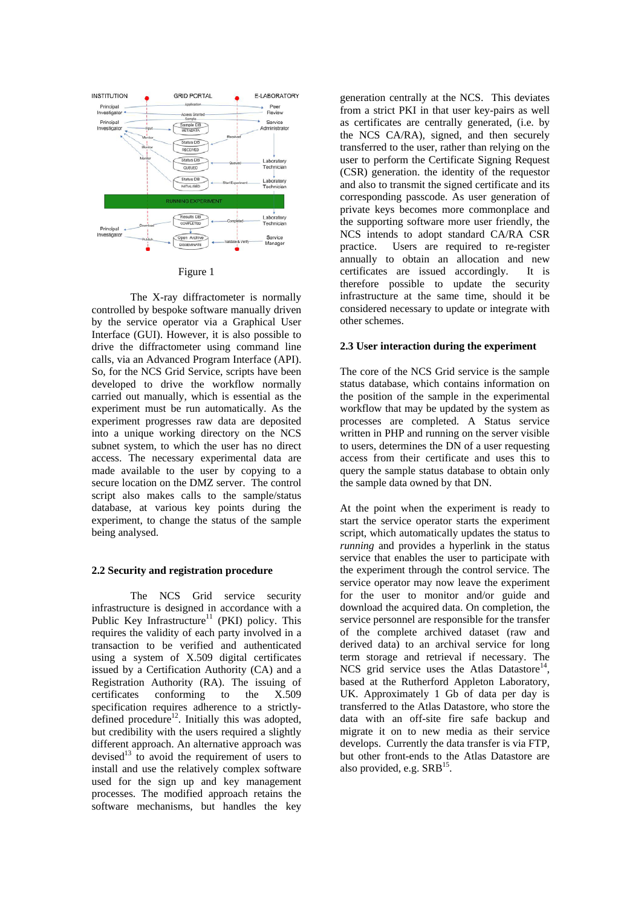Figure 1

The X-ray diffractometer is normally controlled by bespoke software manually driven by the service operator via a Graphical User Interface (GUI). However, it is also possible to drive the diffractometer using command line calls, via an Advanced Program Interface (API). So, for the NCS Grid Service, scripts have been developed to drive the workflow normally carried out manually, which is essential as the experiment must be run automatically. As the experiment progresses raw data are deposited into a unique working directory on the NCS subnet system, to which the user has no direct access. The necessary experimental data are made available to the user by copying to a secure location on the DMZ server. The control script also makes calls to the sample/status database, at various key points during the experiment, to change the status of the sample being analysed.

### 2.2 Security and registration procedure

The NCS Grid service security infrastructure is designed in accordance with a Public Key Infrastructure[11] (PKI) policy. This requires the validity of each party involved in a transaction to be verified and authenticated using a system of X.509 digital certificates issued by a Certification Authority (CA) and a Registration Authority (RA). The issuing of certificates conforming to the X.509 specification requires adherence to a strictly-defined procedure[12]. Initially this was adopted, but credibility with the users required a slightly different approach. An alternative approach was devised[13] to avoid the requirement of users to install and use the relatively complex software used for the sign up and key management processes. The modified approach retains the software mechanisms, but handles the key generation centrally at the NCS. This deviates from a strict PKI in that user key-pairs as well as certificates are centrally generated, (i.e. by the NCS CA/RA), signed, and then securely transferred to the user, rather than relying on the user to perform the Certificate Signing Request (CSR) generation. the identity of the requestor and also to transmit the signed certificate and its corresponding passcode. As user generation of private keys becomes more commonplace and the supporting software more user friendly, the NCS intends to adopt standard CA/RA CSR practice. Users are required to re-register annually to obtain an allocation and new certificates are issued accordingly. It is therefore possible to update the security infrastructure at the same time, should it be considered necessary to update or integrate with other schemes.

### 2.3 User interaction during the experiment

The core of the NCS Grid service is the sample status database, which contains information on the position of the sample in the experimental workflow that may be updated by the system as processes are completed. A Status service written in PHP and running on the server visible to users, determines the DN of a user requesting access from their certificate and uses this to query the sample status database to obtain only the sample data owned by that DN.

At the point when the experiment is ready to start the service operator starts the experiment script, which automatically updates the status to *running* and provides a hyperlink in the status service that enables the user to participate with the experiment through the control service. The service operator may now leave the experiment for the user to monitor and/or guide and download the acquired data. On completion, the service personnel are responsible for the transfer of the complete archived dataset (raw and derived data) to an archival service for long term storage and retrieval if necessary. The NCS grid service uses the Atlas Datastore[14], based at the Rutherford Appleton Laboratory, UK. Approximately 1 Gb of data per day is transferred to the Atlas Datastore, who store the data with an off-site fire safe backup and migrate it on to new media as their service develops. Currently the data transfer is via FTP, but other front-ends to the Atlas Datastore are also provided, e.g. SRB[15].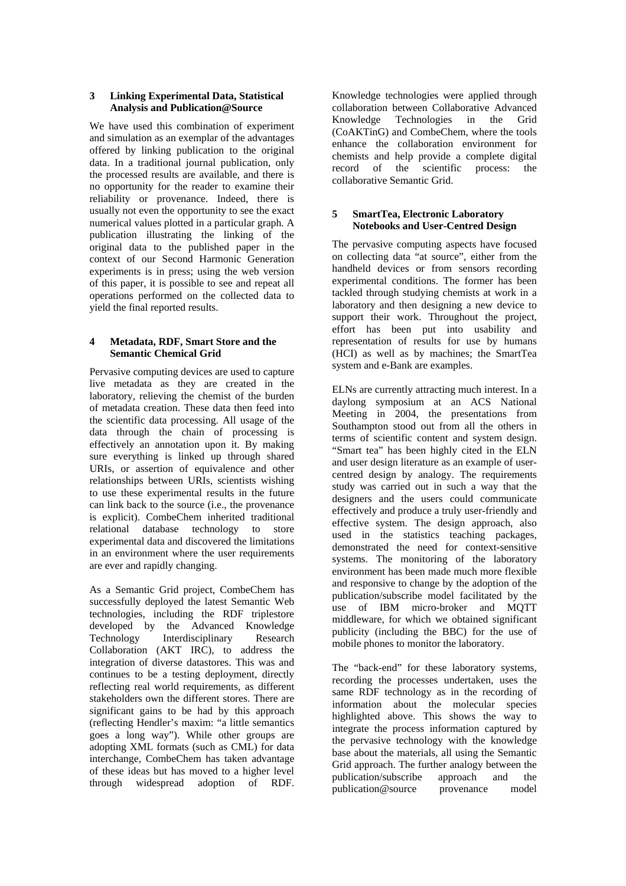## 3 Linking Experimental Data, Statistical Analysis and Publication@Source

We have used this combination of experiment and simulation as an exemplar of the advantages offered by linking publication to the original data. In a traditional journal publication, only the processed results are available, and there is no opportunity for the reader to examine their reliability or provenance. Indeed, there is usually not even the opportunity to see the exact numerical values plotted in a particular graph. A publication illustrating the linking of the original data to the published paper in the context of our Second Harmonic Generation experiments is in press; using the web version of this paper, it is possible to see and repeat all operations performed on the collected data to yield the final reported results.

## 4 Metadata, RDF, Smart Store and the Semantic Chemical Grid

Pervasive computing devices are used to capture live metadata as they are created in the laboratory, relieving the chemist of the burden of metadata creation. These data then feed into the scientific data processing. All usage of the data through the chain of processing is effectively an annotation upon it. By making sure everything is linked up through shared URIs, or assertion of equivalence and other relationships between URIs, scientists wishing to use these experimental results in the future can link back to the source (i.e., the provenance is explicit). CombeChem inherited traditional relational database technology to store experimental data and discovered the limitations in an environment where the user requirements are ever and rapidly changing.

As a Semantic Grid project, CombeChem has successfully deployed the latest Semantic Web technologies, including the RDF triplestore developed by the Advanced Knowledge Technology Interdisciplinary Research Collaboration (AKT IRC), to address the integration of diverse datastores. This was and continues to be a testing deployment, directly reflecting real world requirements, as different stakeholders own the different stores. There are significant gains to be had by this approach (reflecting Hendler's maxim: "a little semantics goes a long way"). While other groups are adopting XML formats (such as CML) for data interchange, CombeChem has taken advantage of these ideas but has moved to a higher level through widespread adoption of RDF. Knowledge technologies were applied through collaboration between Collaborative Advanced Knowledge Technologies in the Grid (CoAKTinG) and CombeChem, where the tools enhance the collaboration environment for chemists and help provide a complete digital record of the scientific process: the collaborative Semantic Grid.

## 5 SmartTea, Electronic Laboratory Notebooks and User-Centred Design

The pervasive computing aspects have focused on collecting data "at source", either from the handheld devices or from sensors recording experimental conditions. The former has been tackled through studying chemists at work in a laboratory and then designing a new device to support their work. Throughout the project, effort has been put into usability and representation of results for use by humans (HCI) as well as by machines; the SmartTea system and e-Bank are examples.

ELNs are currently attracting much interest. In a daylong symposium at an ACS National Meeting in 2004, the presentations from Southampton stood out from all the others in terms of scientific content and system design. "Smart tea" has been highly cited in the ELN and user design literature as an example of user-centred design by analogy. The requirements study was carried out in such a way that the designers and the users could communicate effectively and produce a truly user-friendly and effective system. The design approach, also used in the statistics teaching packages, demonstrated the need for context-sensitive systems. The monitoring of the laboratory environment has been made much more flexible and responsive to change by the adoption of the publication/subscribe model facilitated by the use of IBM micro-broker and MQTT middleware, for which we obtained significant publicity (including the BBC) for the use of mobile phones to monitor the laboratory.

The "back-end" for these laboratory systems, recording the processes undertaken, uses the same RDF technology as in the recording of information about the molecular species highlighted above. This shows the way to integrate the process information captured by the pervasive technology with the knowledge base about the materials, all using the Semantic Grid approach. The further analogy between the publication/subscribe approach and the publication@source provenance model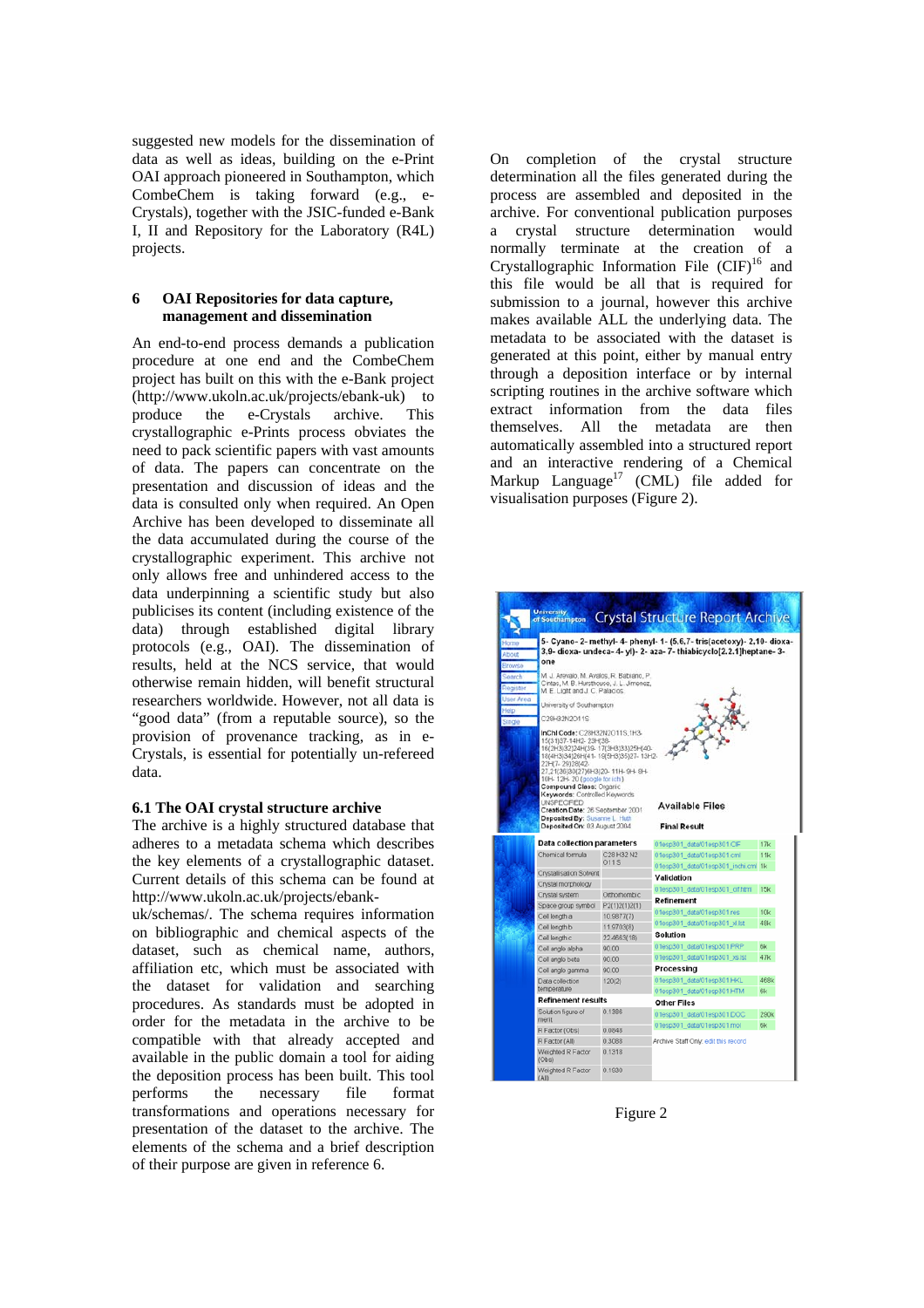suggested new models for the dissemination of data as well as ideas, building on the e-Print OAI approach pioneered in Southampton, which CombeChem is taking forward (e.g., e-Crystals), together with the JSIC-funded e-Bank I, II and Repository for the Laboratory (R4L) projects.

## 6 OAI Repositories for data capture, management and dissemination

An end-to-end process demands a publication procedure at one end and the CombeChem project has built on this with the e-Bank project (http://www.ukoln.ac.uk/projects/ebank-uk) to produce the e-Crystals archive. This crystallographic e-Prints process obviates the need to pack scientific papers with vast amounts of data. The papers can concentrate on the presentation and discussion of ideas and the data is consulted only when required. An Open Archive has been developed to disseminate all the data accumulated during the course of the crystallographic experiment. This archive not only allows free and unhindered access to the data underpinning a scientific study but also publicises its content (including existence of the data) through established digital library protocols (e.g., OAI). The dissemination of results, held at the NCS service, that would otherwise remain hidden, will benefit structural researchers worldwide. However, not all data is "good data" (from a reputable source), so the provision of provenance tracking, as in e-Crystals, is essential for potentially un-refereed data.

### 6.1 The OAI crystal structure archive

The archive is a highly structured database that adheres to a metadata schema which describes the key elements of a crystallographic dataset. Current details of this schema can be found at http://www.ukoln.ac.uk/projects/ebank-uk/schemas/. The schema requires information on bibliographic and chemical aspects of the dataset, such as chemical name, authors, affiliation etc, which must be associated with the dataset for validation and searching procedures. As standards must be adopted in order for the metadata in the archive to be compatible with that already accepted and available in the public domain a tool for aiding the deposition process has been built. This tool performs the necessary file format transformations and operations necessary for presentation of the dataset to the archive. The elements of the schema and a brief description of their purpose are given in reference 6.

On completion of the crystal structure determination all the files generated during the process are assembled and deposited in the archive. For conventional publication purposes a crystal structure determination would normally terminate at the creation of a Crystallographic Information File (CIF)[16] and this file would be all that is required for submission to a journal, however this archive makes available ALL the underlying data. The metadata to be associated with the dataset is generated at this point, either by manual entry through a deposition interface or by internal scripting routines in the archive software which extract information from the data files themselves. All the metadata are then automatically assembled into a structured report and an interactive rendering of a Chemical Markup Language[17] (CML) file added for visualisation purposes (Figure 2).

Figure 2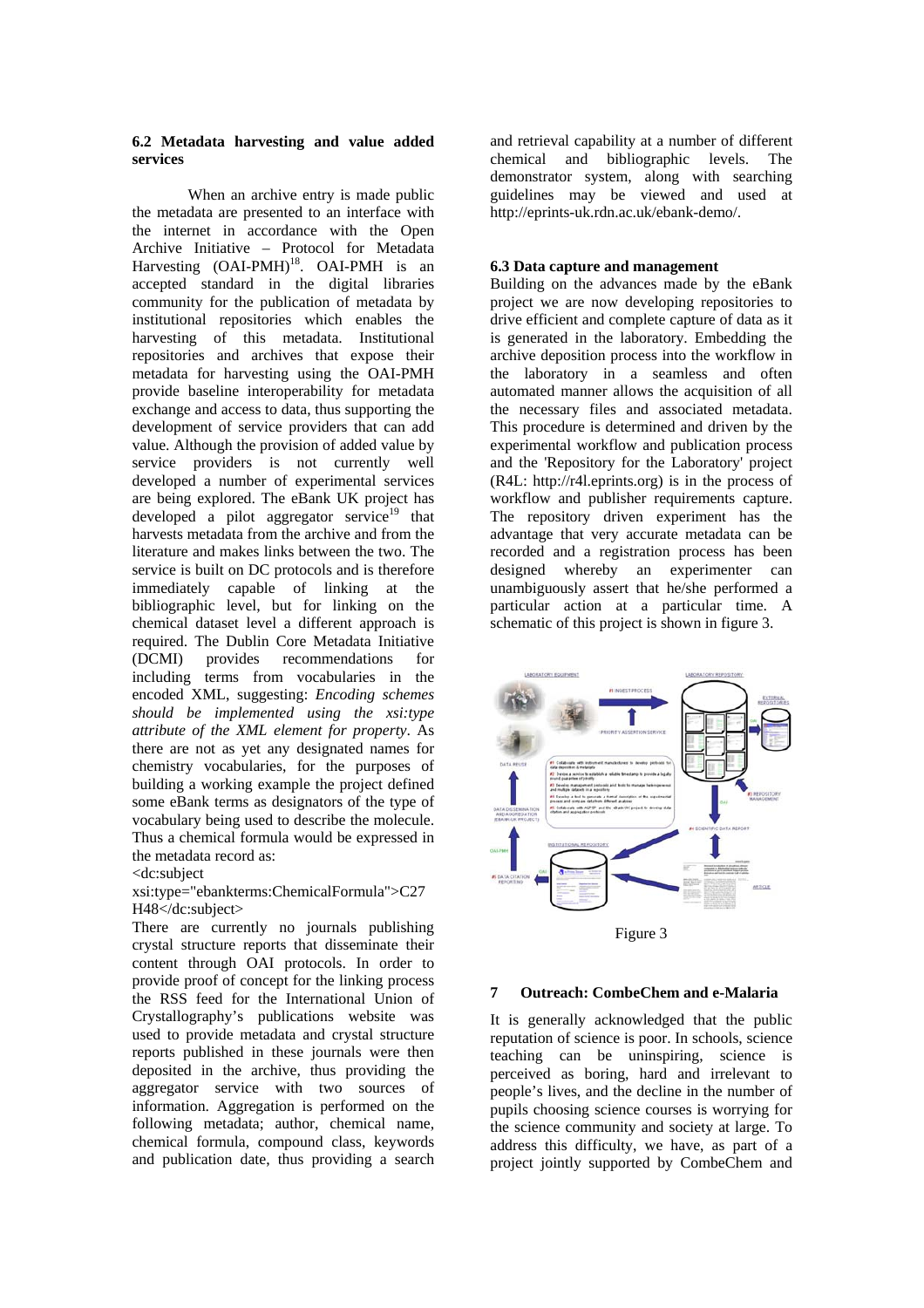### 6.2 Metadata harvesting and value added services

When an archive entry is made public the metadata are presented to an interface with the internet in accordance with the Open Archive Initiative – Protocol for Metadata Harvesting (OAI-PMH)[18]. OAI-PMH is an accepted standard in the digital libraries community for the publication of metadata by institutional repositories which enables the harvesting of this metadata. Institutional repositories and archives that expose their metadata for harvesting using the OAI-PMH provide baseline interoperability for metadata exchange and access to data, thus supporting the development of service providers that can add value. Although the provision of added value by service providers is not currently well developed a number of experimental services are being explored. The eBank UK project has developed a pilot aggregator service[19] that harvests metadata from the archive and from the literature and makes links between the two. The service is built on DC protocols and is therefore immediately capable of linking at the bibliographic level, but for linking on the chemical dataset level a different approach is required. The Dublin Core Metadata Initiative (DCMI) provides recommendations for including terms from vocabularies in the encoded XML, suggesting: *Encoding schemes should be implemented using the xsi:type attribute of the XML element for property*. As there are not as yet any designated names for chemistry vocabularies, for the purposes of building a working example the project defined some eBank terms as designators of the type of vocabulary being used to describe the molecule. Thus a chemical formula would be expressed in the metadata record as:

```
<dc:subject
xsi:type="ebankterms:ChemicalFormula">C27
H48</dc:subject>
```

There are currently no journals publishing crystal structure reports that disseminate their content through OAI protocols. In order to provide proof of concept for the linking process the RSS feed for the International Union of Crystallography's publications website was used to provide metadata and crystal structure reports published in these journals were then deposited in the archive, thus providing the aggregator service with two sources of information. Aggregation is performed on the following metadata; author, chemical name, chemical formula, compound class, keywords and publication date, thus providing a search and retrieval capability at a number of different chemical and bibliographic levels. The demonstrator system, along with searching guidelines may be viewed and used at http://eprints-uk.rdn.ac.uk/ebank-demo/.

### 6.3 Data capture and management

Building on the advances made by the eBank project we are now developing repositories to drive efficient and complete capture of data as it is generated in the laboratory. Embedding the archive deposition process into the workflow in the laboratory in a seamless and often automated manner allows the acquisition of all the necessary files and associated metadata. This procedure is determined and driven by the experimental workflow and publication process and the 'Repository for the Laboratory' project (R4L: http://r4l.eprints.org) is in the process of workflow and publisher requirements capture. The repository driven experiment has the advantage that very accurate metadata can be recorded and a registration process has been designed whereby an experimenter can unambiguously assert that he/she performed a particular action at a particular time. A schematic of this project is shown in figure 3.

Figure 3

## 7 Outreach: CombeChem and e-Malaria

It is generally acknowledged that the public reputation of science is poor. In schools, science teaching can be uninspiring, science is perceived as boring, hard and irrelevant to people's lives, and the decline in the number of pupils choosing science courses is worrying for the science community and society at large. To address this difficulty, we have, as part of a project jointly supported by CombeChem and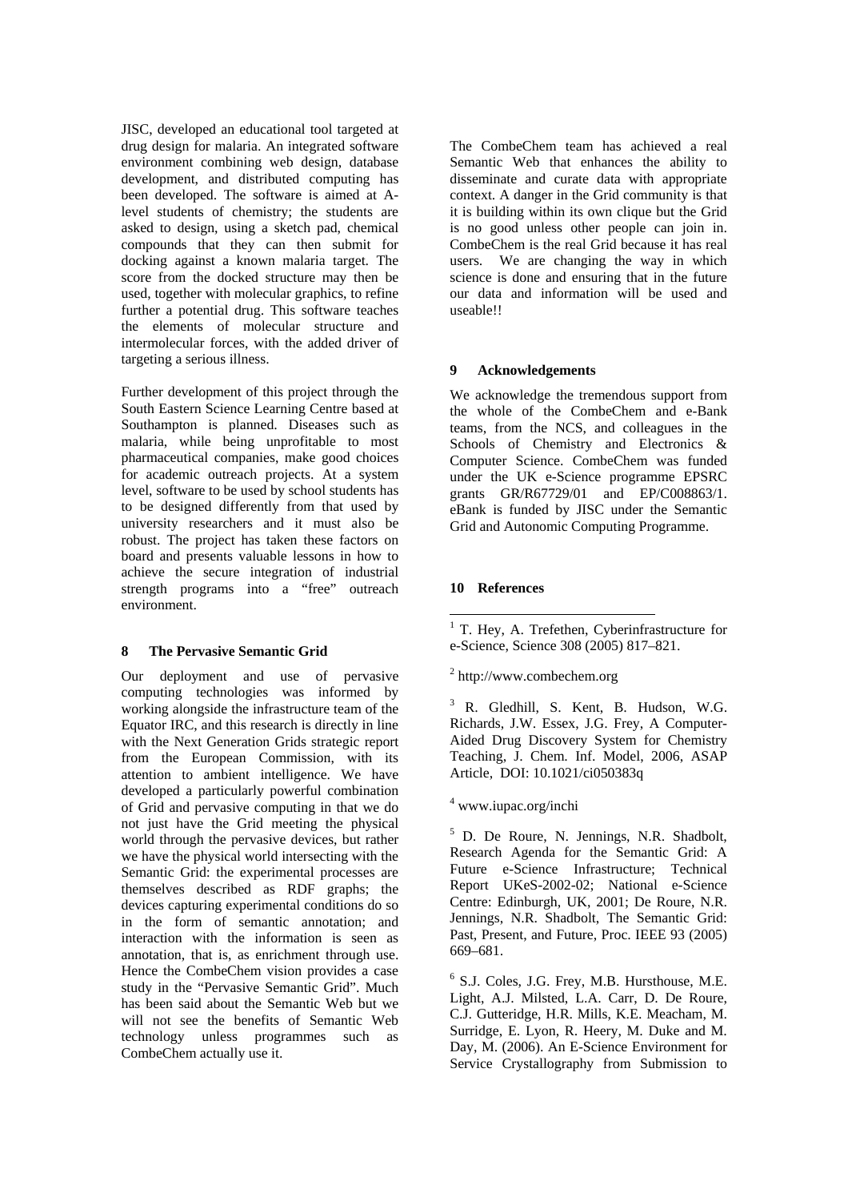JISC, developed an educational tool targeted at drug design for malaria. An integrated software environment combining web design, database development, and distributed computing has been developed. The software is aimed at A-level students of chemistry; the students are asked to design, using a sketch pad, chemical compounds that they can then submit for docking against a known malaria target. The score from the docked structure may then be used, together with molecular graphics, to refine further a potential drug. This software teaches the elements of molecular structure and intermolecular forces, with the added driver of targeting a serious illness.

Further development of this project through the South Eastern Science Learning Centre based at Southampton is planned. Diseases such as malaria, while being unprofitable to most pharmaceutical companies, make good choices for academic outreach projects. At a system level, software to be used by school students has to be designed differently from that used by university researchers and it must also be robust. The project has taken these factors on board and presents valuable lessons in how to achieve the secure integration of industrial strength programs into a "free" outreach environment.

## 8 The Pervasive Semantic Grid

Our deployment and use of pervasive computing technologies was informed by working alongside the infrastructure team of the Equator IRC, and this research is directly in line with the Next Generation Grids strategic report from the European Commission, with its attention to ambient intelligence. We have developed a particularly powerful combination of Grid and pervasive computing in that we do not just have the Grid meeting the physical world through the pervasive devices, but rather we have the physical world intersecting with the Semantic Grid: the experimental processes are themselves described as RDF graphs; the devices capturing experimental conditions do so in the form of semantic annotation; and interaction with the information is seen as annotation, that is, as enrichment through use. Hence the CombeChem vision provides a case study in the "Pervasive Semantic Grid". Much has been said about the Semantic Web but we will not see the benefits of Semantic Web technology unless programmes such as CombeChem actually use it.

The CombeChem team has achieved a real Semantic Web that enhances the ability to disseminate and curate data with appropriate context. A danger in the Grid community is that it is building within its own clique but the Grid is no good unless other people can join in. CombeChem is the real Grid because it has real users. We are changing the way in which science is done and ensuring that in the future our data and information will be used and useable!!

## 9 Acknowledgements

We acknowledge the tremendous support from the whole of the CombeChem and e-Bank teams, from the NCS, and colleagues in the Schools of Chemistry and Electronics & Computer Science. CombeChem was funded under the UK e-Science programme EPSRC grants GR/R67729/01 and EP/C008863/1. eBank is funded by JISC under the Semantic Grid and Autonomic Computing Programme.

## 10 References

[1] T. Hey, A. Trefethen, Cyberinfrastructure for e-Science, Science 308 (2005) 817–821.

[2] http://www.combechem.org

[3] R. Gledhill, S. Kent, B. Hudson, W.G. Richards, J.W. Essex, J.G. Frey, A Computer-Aided Drug Discovery System for Chemistry Teaching, J. Chem. Inf. Model, 2006, ASAP Article, DOI: 10.1021/ci050383q

[4] www.iupac.org/inchi

[5] D. De Roure, N. Jennings, N.R. Shadbolt, Research Agenda for the Semantic Grid: A Future e-Science Infrastructure; Technical Report UKeS-2002-02; National e-Science Centre: Edinburgh, UK, 2001; De Roure, N.R. Jennings, N.R. Shadbolt, The Semantic Grid: Past, Present, and Future, Proc. IEEE 93 (2005) 669–681.

[6] S.J. Coles, J.G. Frey, M.B. Hursthouse, M.E. Light, A.J. Milsted, L.A. Carr, D. De Roure, C.J. Gutteridge, H.R. Mills, K.E. Meacham, M. Surridge, E. Lyon, R. Heery, M. Duke and M. Day, M. (2006). An E-Science Environment for Service Crystallography from Submission to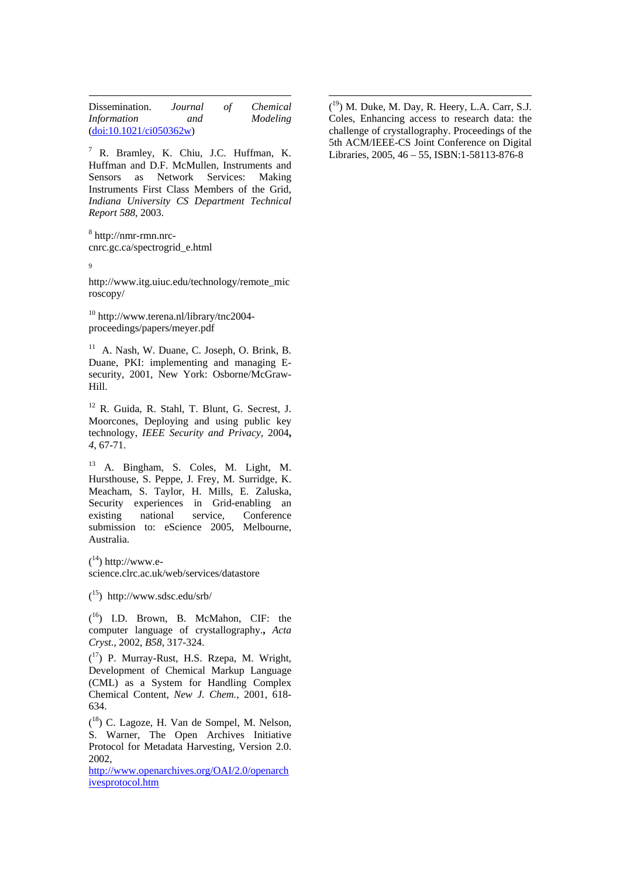Dissemination. *Journal of Chemical Information and Modeling* (doi:10.1021/ci050362w)

[7] R. Bramley, K. Chiu, J.C. Huffman, K. Huffman and D.F. McMullen, Instruments and Sensors as Network Services: Making Instruments First Class Members of the Grid, *Indiana University CS Department Technical Report 588*, 2003.

[8] http://nmr-rmn.nrc-cnrc.gc.ca/spectrogrid_e.html

[9] http://www.itg.uiuc.edu/technology/remote_microscopy/

[10] http://www.terena.nl/library/tnc2004-proceedings/papers/meyer.pdf

[11] A. Nash, W. Duane, C. Joseph, O. Brink, B. Duane, PKI: implementing and managing E-security, 2001, New York: Osborne/McGraw-Hill.

[12] R. Guida, R. Stahl, T. Blunt, G. Secrest, J. Moorcones, Deploying and using public key technology, *IEEE Security and Privacy*, 2004**,** *4*, 67-71.

[13] A. Bingham, S. Coles, M. Light, M. Hursthouse, S. Peppe, J. Frey, M. Surridge, K. Meacham, S. Taylor, H. Mills, E. Zaluska, Security experiences in Grid-enabling an existing national service, Conference submission to: eScience 2005, Melbourne, Australia.

([14]) http://www.e-science.clrc.ac.uk/web/services/datastore

([15]) http://www.sdsc.edu/srb/

([16]) I.D. Brown, B. McMahon, CIF: the computer language of crystallography.**,** *Acta Cryst*., 2002, *B58*, 317-324.

([17]) P. Murray-Rust, H.S. Rzepa, M. Wright, Development of Chemical Markup Language (CML) as a System for Handling Complex Chemical Content, *New J. Chem.*, 2001, 618-634.

([18]) C. Lagoze, H. Van de Sompel, M. Nelson, S. Warner, The Open Archives Initiative Protocol for Metadata Harvesting, Version 2.0. 2002, http://www.openarchives.org/OAI/2.0/openarchivesprotocol.htm

([19]) M. Duke, M. Day, R. Heery, L.A. Carr, S.J. Coles, Enhancing access to research data: the challenge of crystallography. Proceedings of the 5th ACM/IEEE-CS Joint Conference on Digital Libraries, 2005, 46 – 55, ISBN:1-58113-876-8